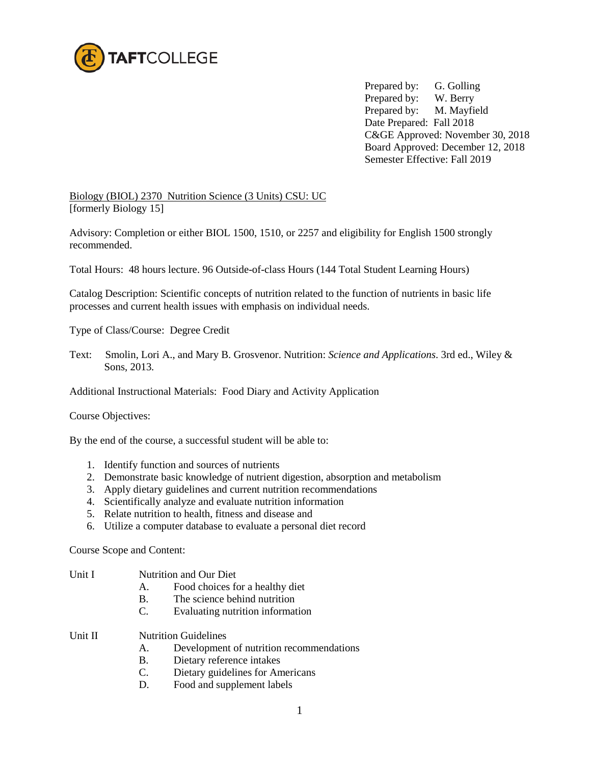TAFTCOLLEGE

Prepared by: G. Golling
Prepared by: W. Berry
Prepared by: M. Mayfield
Date Prepared: Fall 2018
C&GE Approved: November 30, 2018
Board Approved: December 12, 2018
Semester Effective: Fall 2019

Biology (BIOL) 2370 Nutrition Science (3 Units) CSU: UC
[formerly Biology 15]

Advisory: Completion or either BIOL 1500, 1510, or 2257 and eligibility for English 1500 strongly recommended.

Total Hours: 48 hours lecture. 96 Outside-of-class Hours (144 Total Student Learning Hours)

Catalog Description: Scientific concepts of nutrition related to the function of nutrients in basic life processes and current health issues with emphasis on individual needs.

Type of Class/Course: Degree Credit

Text: Smolin, Lori A., and Mary B. Grosvenor. Nutrition: *Science and Applications*. 3rd ed., Wiley & Sons, 2013.

Additional Instructional Materials: Food Diary and Activity Application

Course Objectives:

By the end of the course, a successful student will be able to:

1. Identify function and sources of nutrients
2. Demonstrate basic knowledge of nutrient digestion, absorption and metabolism
3. Apply dietary guidelines and current nutrition recommendations
4. Scientifically analyze and evaluate nutrition information
5. Relate nutrition to health, fitness and disease and
6. Utilize a computer database to evaluate a personal diet record

Course Scope and Content:

Unit I Nutrition and Our Diet
- A. Food choices for a healthy diet
- B. The science behind nutrition
- C. Evaluating nutrition information

Unit II Nutrition Guidelines
- A. Development of nutrition recommendations
- B. Dietary reference intakes
- C. Dietary guidelines for Americans
- D. Food and supplement labels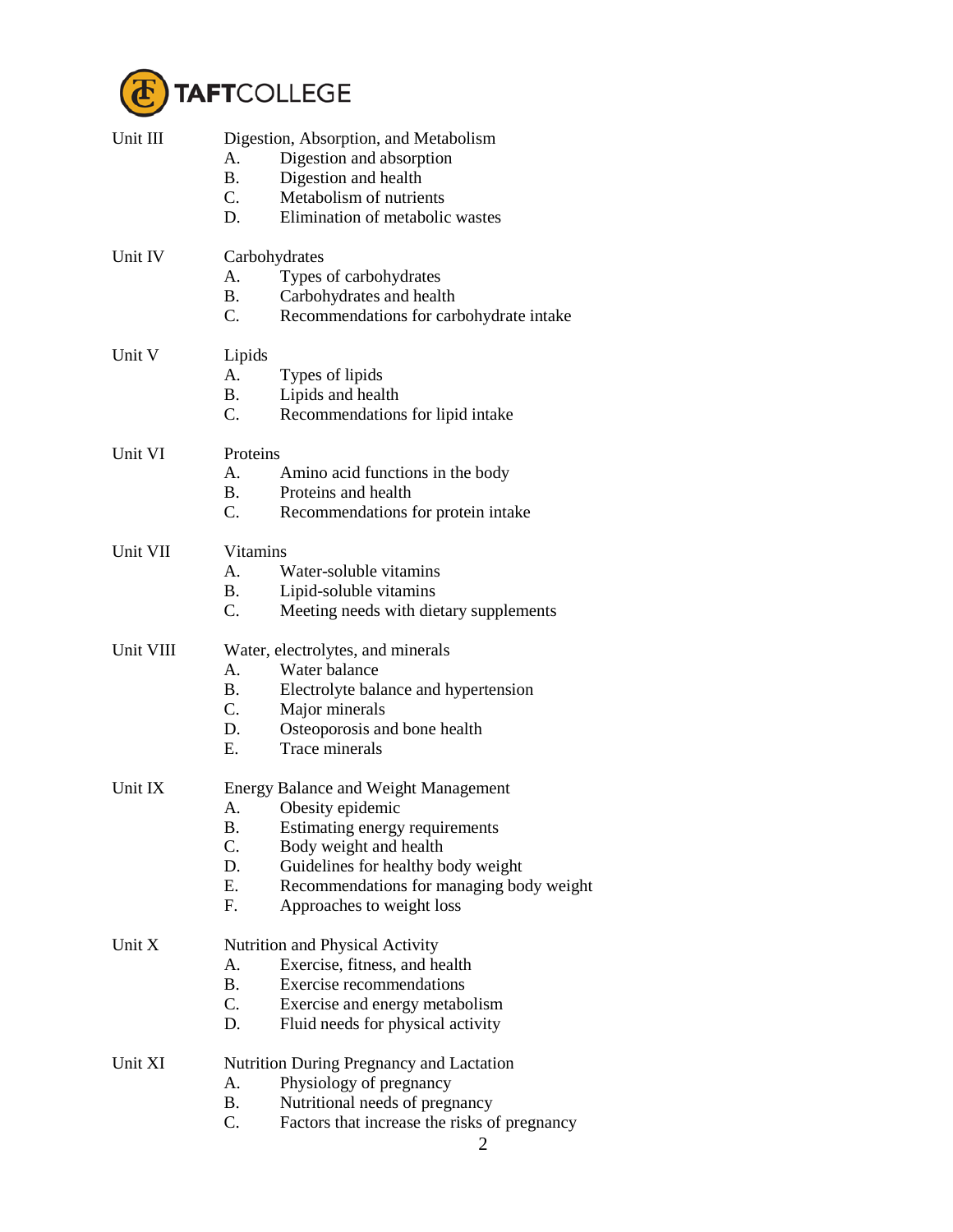Unit III Digestion, Absorption, and Metabolism
   A. Digestion and absorption
   B. Digestion and health
   C. Metabolism of nutrients
   D. Elimination of metabolic wastes

Unit IV Carbohydrates
   A. Types of carbohydrates
   B. Carbohydrates and health
   C. Recommendations for carbohydrate intake

Unit V Lipids
   A. Types of lipids
   B. Lipids and health
   C. Recommendations for lipid intake

Unit VI Proteins
   A. Amino acid functions in the body
   B. Proteins and health
   C. Recommendations for protein intake

Unit VII Vitamins
   A. Water-soluble vitamins
   B. Lipid-soluble vitamins
   C. Meeting needs with dietary supplements

Unit VIII Water, electrolytes, and minerals
   A. Water balance
   B. Electrolyte balance and hypertension
   C. Major minerals
   D. Osteoporosis and bone health
   E. Trace minerals

Unit IX Energy Balance and Weight Management
   A. Obesity epidemic
   B. Estimating energy requirements
   C. Body weight and health
   D. Guidelines for healthy body weight
   E. Recommendations for managing body weight
   F. Approaches to weight loss

Unit X Nutrition and Physical Activity
   A. Exercise, fitness, and health
   B. Exercise recommendations
   C. Exercise and energy metabolism
   D. Fluid needs for physical activity

Unit XI Nutrition During Pregnancy and Lactation
   A. Physiology of pregnancy
   B. Nutritional needs of pregnancy
   C. Factors that increase the risks of pregnancy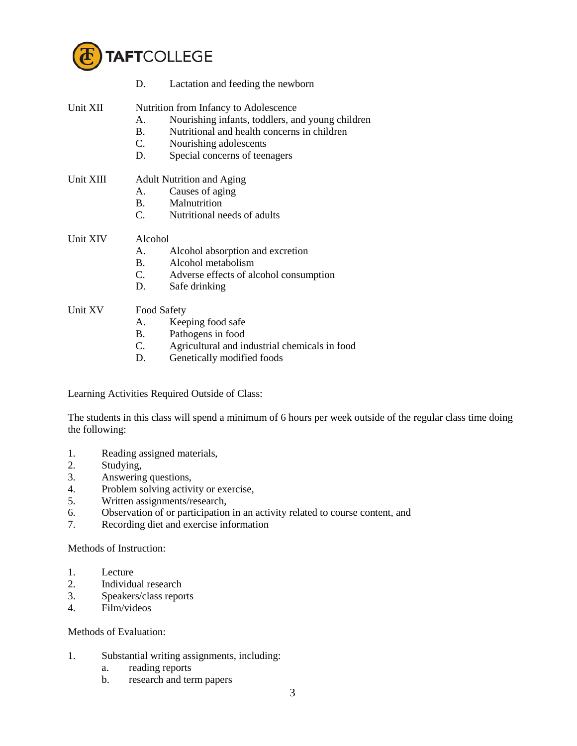D. Lactation and feeding the newborn

Unit XII Nutrition from Infancy to Adolescence
- A. Nourishing infants, toddlers, and young children
- B. Nutritional and health concerns in children
- C. Nourishing adolescents
- D. Special concerns of teenagers

Unit XIII Adult Nutrition and Aging
- A. Causes of aging
- B. Malnutrition
- C. Nutritional needs of adults

Unit XIV Alcohol
- A. Alcohol absorption and excretion
- B. Alcohol metabolism
- C. Adverse effects of alcohol consumption
- D. Safe drinking

Unit XV Food Safety
- A. Keeping food safe
- B. Pathogens in food
- C. Agricultural and industrial chemicals in food
- D. Genetically modified foods

Learning Activities Required Outside of Class:

The students in this class will spend a minimum of 6 hours per week outside of the regular class time doing the following:

1. Reading assigned materials,
2. Studying,
3. Answering questions,
4. Problem solving activity or exercise,
5. Written assignments/research,
6. Observation of or participation in an activity related to course content, and
7. Recording diet and exercise information

Methods of Instruction:

1. Lecture
2. Individual research
3. Speakers/class reports
4. Film/videos

Methods of Evaluation:

1. Substantial writing assignments, including:
   a. reading reports
   b. research and term papers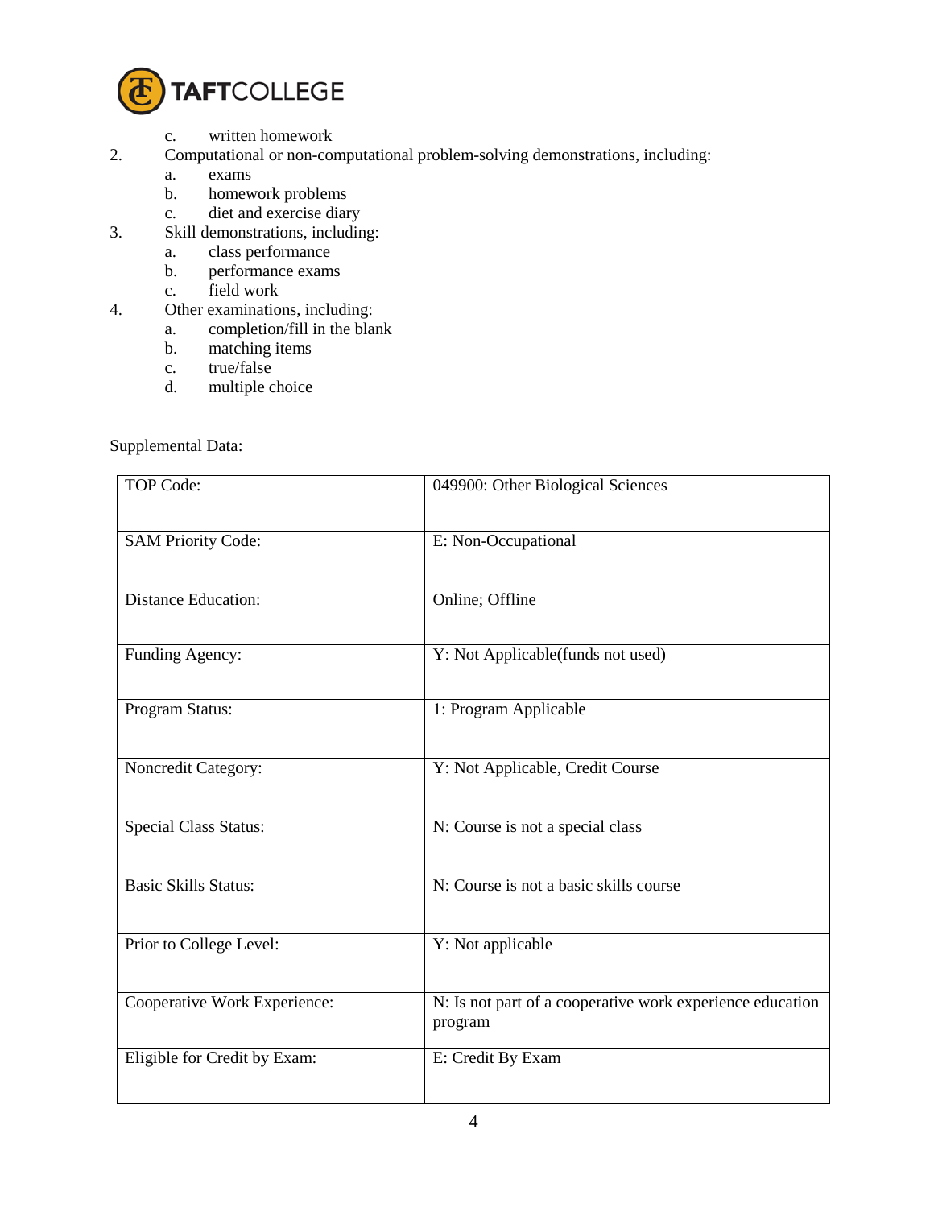c. written homework
2. Computational or non-computational problem-solving demonstrations, including:
   a. exams
   b. homework problems
   c. diet and exercise diary
3. Skill demonstrations, including:
   a. class performance
   b. performance exams
   c. field work
4. Other examinations, including:
   a. completion/fill in the blank
   b. matching items
   c. true/false
   d. multiple choice

Supplemental Data:

| | |
|---|---|
| TOP Code: | 049900: Other Biological Sciences |
| SAM Priority Code: | E: Non-Occupational |
| Distance Education: | Online; Offline |
| Funding Agency: | Y: Not Applicable(funds not used) |
| Program Status: | 1: Program Applicable |
| Noncredit Category: | Y: Not Applicable, Credit Course |
| Special Class Status: | N: Course is not a special class |
| Basic Skills Status: | N: Course is not a basic skills course |
| Prior to College Level: | Y: Not applicable |
| Cooperative Work Experience: | N: Is not part of a cooperative work experience education program |
| Eligible for Credit by Exam: | E: Credit By Exam |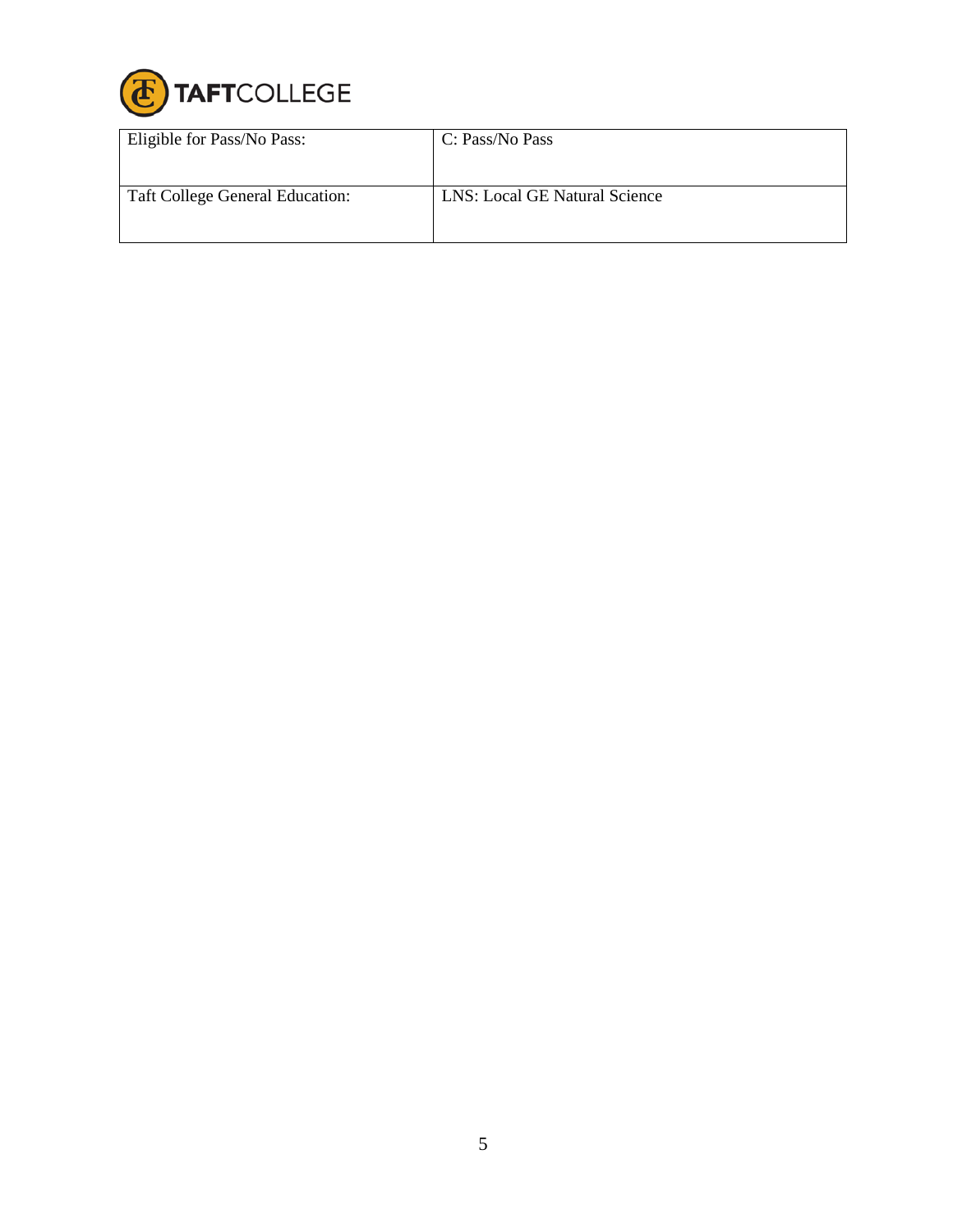| | |
|---|---|
| Eligible for Pass/No Pass: | C: Pass/No Pass |
| Taft College General Education: | LNS: Local GE Natural Science |